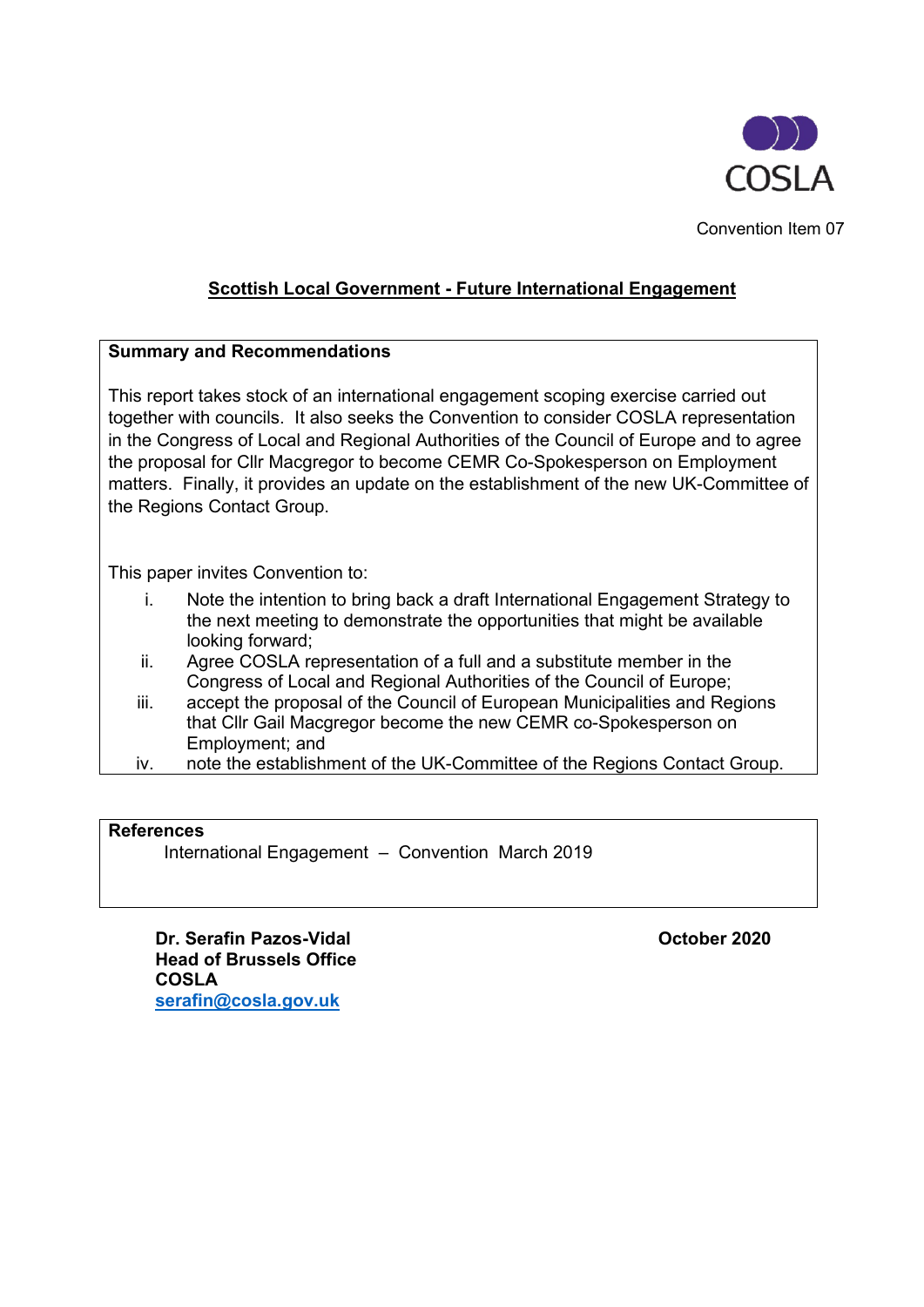COSLA

Convention Item 07

# Scottish Local Government - Future International Engagement

**Summary and Recommendations**

This report takes stock of an international engagement scoping exercise carried out together with councils. It also seeks the Convention to consider COSLA representation in the Congress of Local and Regional Authorities of the Council of Europe and to agree the proposal for Cllr Macgregor to become CEMR Co-Spokesperson on Employment matters. Finally, it provides an update on the establishment of the new UK-Committee of the Regions Contact Group.

This paper invites Convention to:

i. Note the intention to bring back a draft International Engagement Strategy to the next meeting to demonstrate the opportunities that might be available looking forward;
ii. Agree COSLA representation of a full and a substitute member in the Congress of Local and Regional Authorities of the Council of Europe;
iii. accept the proposal of the Council of European Municipalities and Regions that Cllr Gail Macgregor become the new CEMR co-Spokesperson on Employment; and
iv. note the establishment of the UK-Committee of the Regions Contact Group.

**References**

International Engagement – Convention March 2019

**Dr. Serafin Pazos-Vidal**
**Head of Brussels Office**
**COSLA**
serafin@cosla.gov.uk

**October 2020**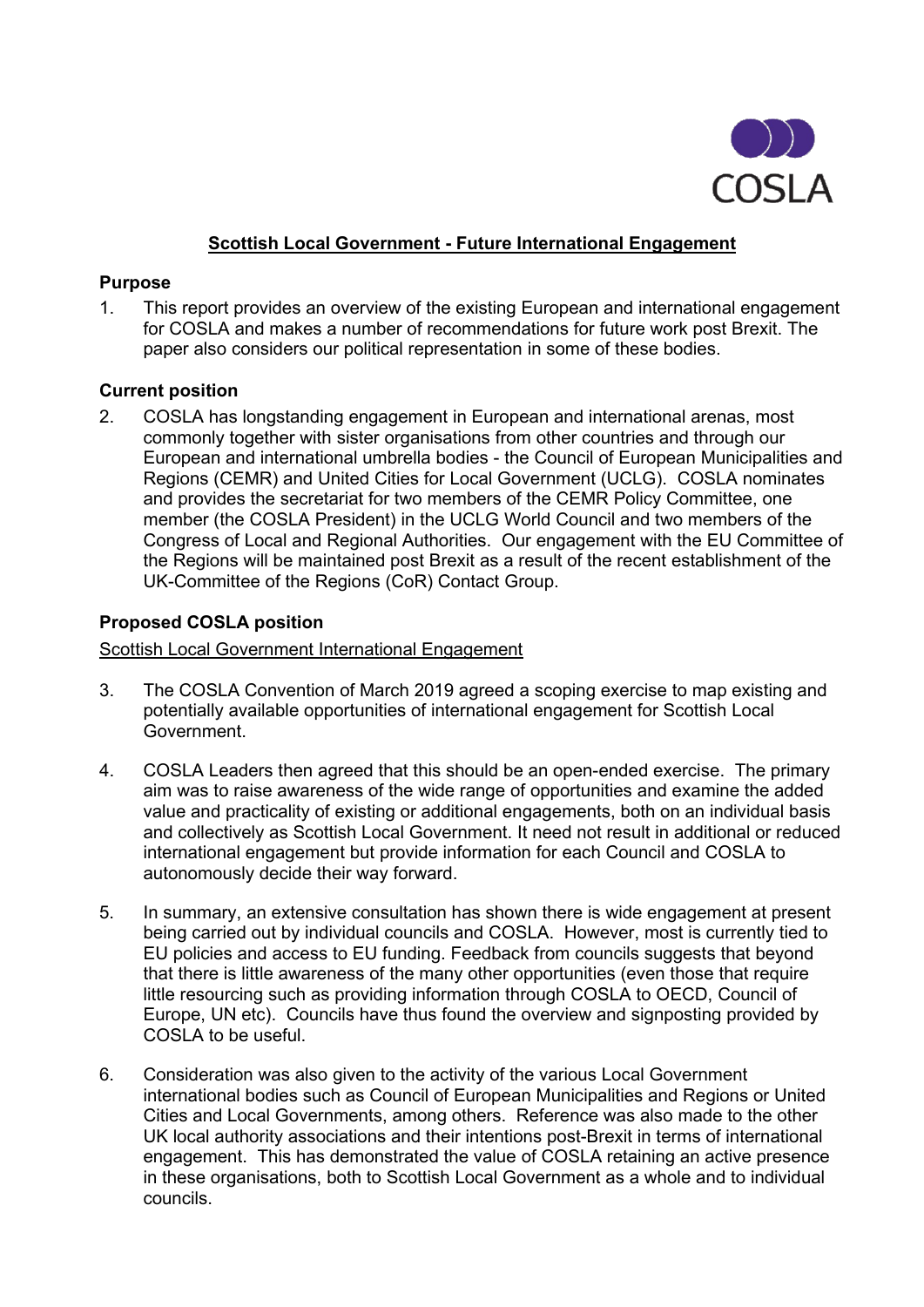COSLA

## Scottish Local Government - Future International Engagement

### Purpose

1. This report provides an overview of the existing European and international engagement for COSLA and makes a number of recommendations for future work post Brexit. The paper also considers our political representation in some of these bodies.

### Current position

2. COSLA has longstanding engagement in European and international arenas, most commonly together with sister organisations from other countries and through our European and international umbrella bodies - the Council of European Municipalities and Regions (CEMR) and United Cities for Local Government (UCLG). COSLA nominates and provides the secretariat for two members of the CEMR Policy Committee, one member (the COSLA President) in the UCLG World Council and two members of the Congress of Local and Regional Authorities. Our engagement with the EU Committee of the Regions will be maintained post Brexit as a result of the recent establishment of the UK-Committee of the Regions (CoR) Contact Group.

### Proposed COSLA position

<u>Scottish Local Government International Engagement</u>

3. The COSLA Convention of March 2019 agreed a scoping exercise to map existing and potentially available opportunities of international engagement for Scottish Local Government.

4. COSLA Leaders then agreed that this should be an open-ended exercise. The primary aim was to raise awareness of the wide range of opportunities and examine the added value and practicality of existing or additional engagements, both on an individual basis and collectively as Scottish Local Government. It need not result in additional or reduced international engagement but provide information for each Council and COSLA to autonomously decide their way forward.

5. In summary, an extensive consultation has shown there is wide engagement at present being carried out by individual councils and COSLA. However, most is currently tied to EU policies and access to EU funding. Feedback from councils suggests that beyond that there is little awareness of the many other opportunities (even those that require little resourcing such as providing information through COSLA to OECD, Council of Europe, UN etc). Councils have thus found the overview and signposting provided by COSLA to be useful.

6. Consideration was also given to the activity of the various Local Government international bodies such as Council of European Municipalities and Regions or United Cities and Local Governments, among others. Reference was also made to the other UK local authority associations and their intentions post-Brexit in terms of international engagement. This has demonstrated the value of COSLA retaining an active presence in these organisations, both to Scottish Local Government as a whole and to individual councils.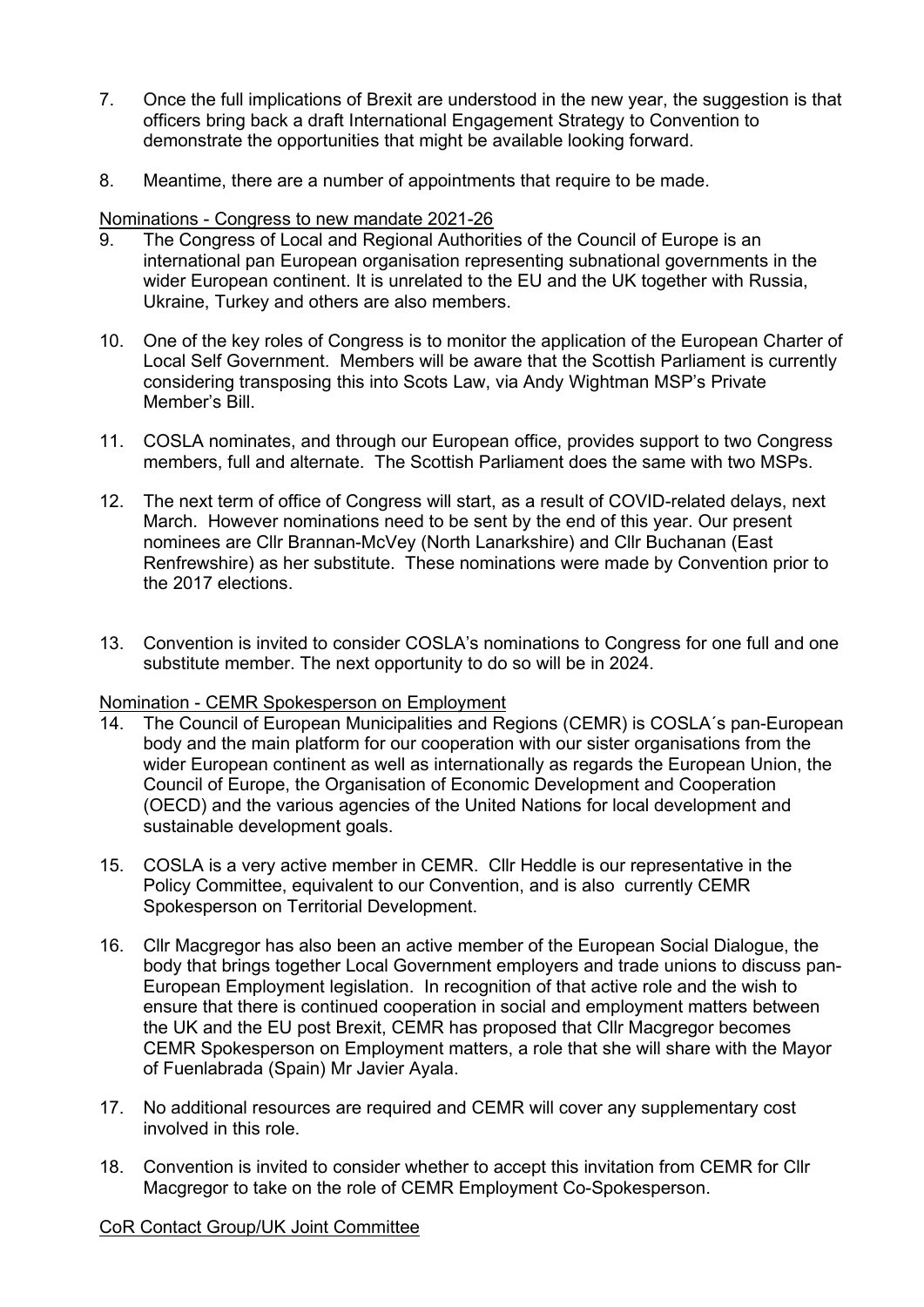7. Once the full implications of Brexit are understood in the new year, the suggestion is that officers bring back a draft International Engagement Strategy to Convention to demonstrate the opportunities that might be available looking forward.

8. Meantime, there are a number of appointments that require to be made.

## Nominations - Congress to new mandate 2021-26

9. The Congress of Local and Regional Authorities of the Council of Europe is an international pan European organisation representing subnational governments in the wider European continent. It is unrelated to the EU and the UK together with Russia, Ukraine, Turkey and others are also members.

10. One of the key roles of Congress is to monitor the application of the European Charter of Local Self Government. Members will be aware that the Scottish Parliament is currently considering transposing this into Scots Law, via Andy Wightman MSP's Private Member's Bill.

11. COSLA nominates, and through our European office, provides support to two Congress members, full and alternate. The Scottish Parliament does the same with two MSPs.

12. The next term of office of Congress will start, as a result of COVID-related delays, next March. However nominations need to be sent by the end of this year. Our present nominees are Cllr Brannan-McVey (North Lanarkshire) and Cllr Buchanan (East Renfrewshire) as her substitute. These nominations were made by Convention prior to the 2017 elections.

13. Convention is invited to consider COSLA's nominations to Congress for one full and one substitute member. The next opportunity to do so will be in 2024.

## Nomination - CEMR Spokesperson on Employment

14. The Council of European Municipalities and Regions (CEMR) is COSLA´s pan-European body and the main platform for our cooperation with our sister organisations from the wider European continent as well as internationally as regards the European Union, the Council of Europe, the Organisation of Economic Development and Cooperation (OECD) and the various agencies of the United Nations for local development and sustainable development goals.

15. COSLA is a very active member in CEMR. Cllr Heddle is our representative in the Policy Committee, equivalent to our Convention, and is also currently CEMR Spokesperson on Territorial Development.

16. Cllr Macgregor has also been an active member of the European Social Dialogue, the body that brings together Local Government employers and trade unions to discuss pan-European Employment legislation. In recognition of that active role and the wish to ensure that there is continued cooperation in social and employment matters between the UK and the EU post Brexit, CEMR has proposed that Cllr Macgregor becomes CEMR Spokesperson on Employment matters, a role that she will share with the Mayor of Fuenlabrada (Spain) Mr Javier Ayala.

17. No additional resources are required and CEMR will cover any supplementary cost involved in this role.

18. Convention is invited to consider whether to accept this invitation from CEMR for Cllr Macgregor to take on the role of CEMR Employment Co-Spokesperson.

## CoR Contact Group/UK Joint Committee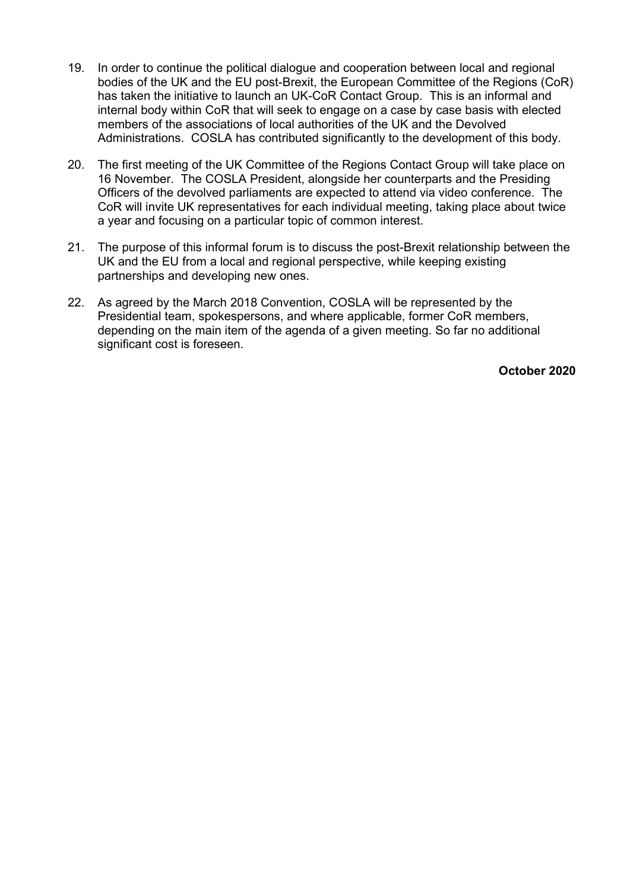19. In order to continue the political dialogue and cooperation between local and regional bodies of the UK and the EU post-Brexit, the European Committee of the Regions (CoR) has taken the initiative to launch an UK-CoR Contact Group. This is an informal and internal body within CoR that will seek to engage on a case by case basis with elected members of the associations of local authorities of the UK and the Devolved Administrations. COSLA has contributed significantly to the development of this body.

20. The first meeting of the UK Committee of the Regions Contact Group will take place on 16 November. The COSLA President, alongside her counterparts and the Presiding Officers of the devolved parliaments are expected to attend via video conference. The CoR will invite UK representatives for each individual meeting, taking place about twice a year and focusing on a particular topic of common interest.

21. The purpose of this informal forum is to discuss the post-Brexit relationship between the UK and the EU from a local and regional perspective, while keeping existing partnerships and developing new ones.

22. As agreed by the March 2018 Convention, COSLA will be represented by the Presidential team, spokespersons, and where applicable, former CoR members, depending on the main item of the agenda of a given meeting. So far no additional significant cost is foreseen.

**October 2020**